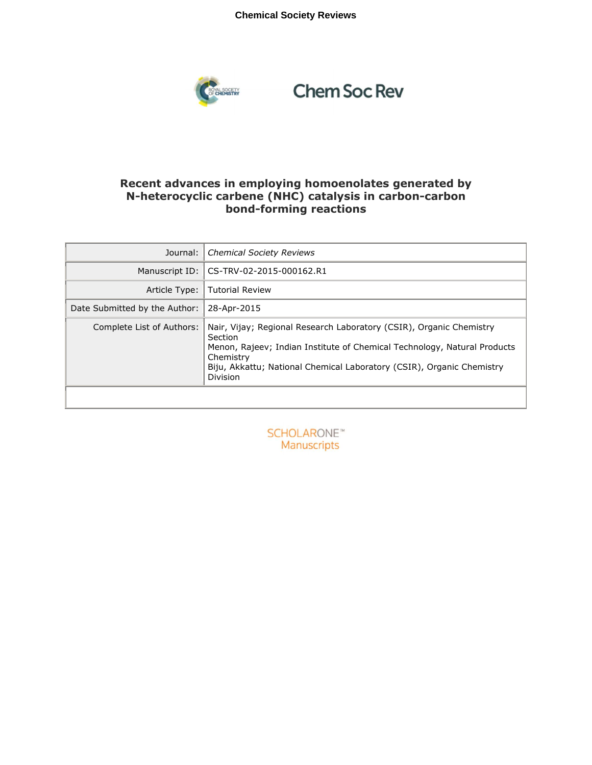# Recent advances in employing homoenolates generated by N-heterocyclic carbene (NHC) catalysis in carbon-carbon bond-forming reactions

| | |
|---|---|
| Journal: | *Chemical Society Reviews* |
| Manuscript ID: | CS-TRV-02-2015-000162.R1 |
| Article Type: | Tutorial Review |
| Date Submitted by the Author: | 28-Apr-2015 |
| Complete List of Authors: | Nair, Vijay; Regional Research Laboratory (CSIR), Organic Chemistry Section<br>Menon, Rajeev; Indian Institute of Chemical Technology, Natural Products Chemistry<br>Biju, Akkattu; National Chemical Laboratory (CSIR), Organic Chemistry Division |

SCHOLARONE™ Manuscripts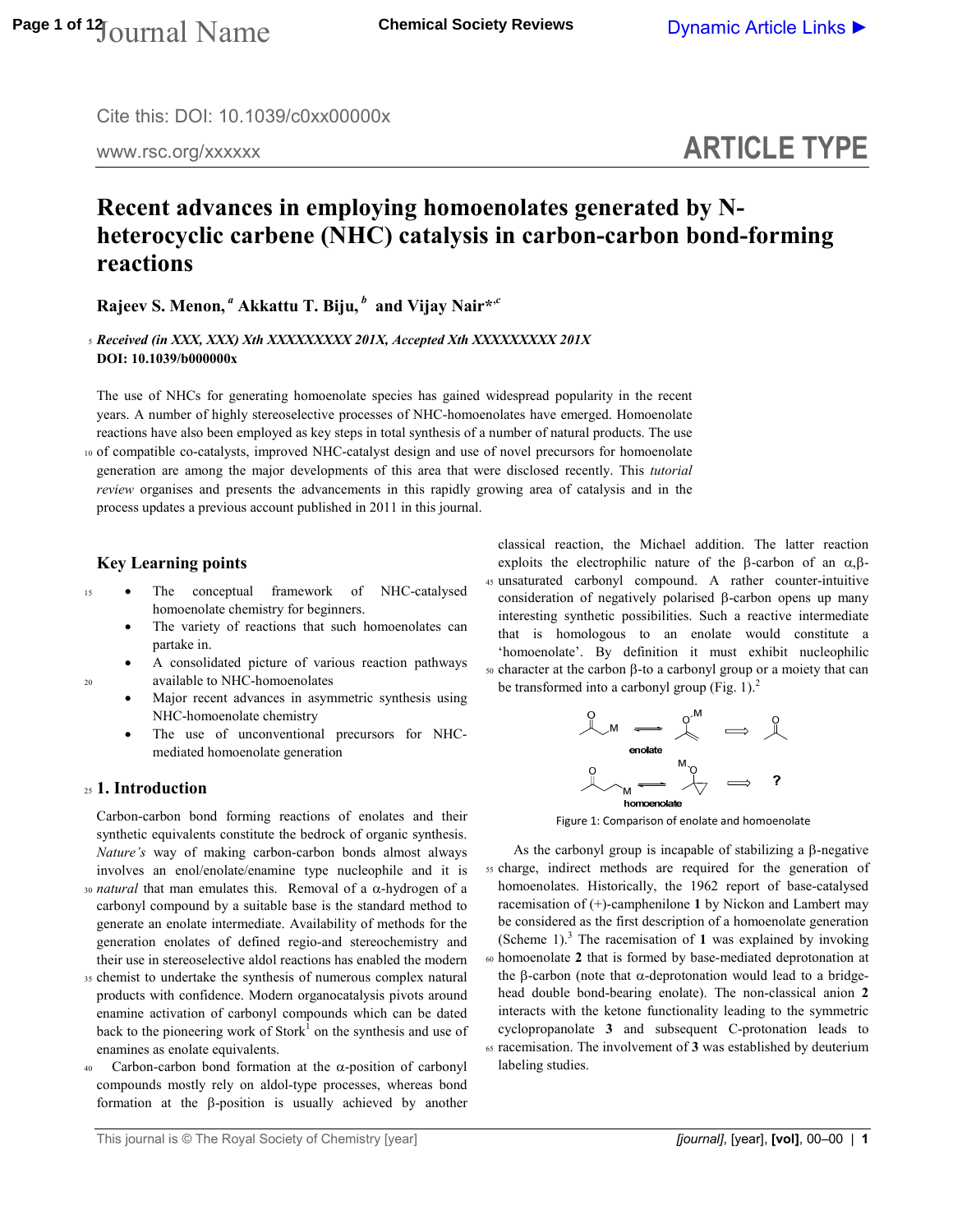# Recent advances in employing homoenolates generated by N-heterocyclic carbene (NHC) catalysis in carbon-carbon bond-forming reactions

**Rajeev S. Menon,[a] Akkattu T. Biju,[b] and Vijay Nair*[,c]**

*Received (in XXX, XXX) Xth XXXXXXXXX 201X, Accepted Xth XXXXXXXXX 201X*
**DOI: 10.1039/b000000x**

The use of NHCs for generating homoenolate species has gained widespread popularity in the recent years. A number of highly stereoselective processes of NHC-homoenolates have emerged. Homoenolate reactions have also been employed as key steps in total synthesis of a number of natural products. The use of compatible co-catalysts, improved NHC-catalyst design and use of novel precursors for homoenolate generation are among the major developments of this area that were disclosed recently. This *tutorial review* organises and presents the advancements in this rapidly growing area of catalysis and in the process updates a previous account published in 2011 in this journal.

## Key Learning points

- The conceptual framework of NHC-catalysed homoenolate chemistry for beginners.
- The variety of reactions that such homoenolates can partake in.
- A consolidated picture of various reaction pathways available to NHC-homoenolates
- Major recent advances in asymmetric synthesis using NHC-homoenolate chemistry
- The use of unconventional precursors for NHC-mediated homoenolate generation

## 1. Introduction

Carbon-carbon bond forming reactions of enolates and their synthetic equivalents constitute the bedrock of organic synthesis. *Nature's* way of making carbon-carbon bonds almost always involves an enol/enolate/enamine type nucleophile and it is *natural* that man emulates this. Removal of a α-hydrogen of a carbonyl compound by a suitable base is the standard method to generate an enolate intermediate. Availability of methods for the generation enolates of defined regio-and stereochemistry and their use in stereoselective aldol reactions has enabled the modern chemist to undertake the synthesis of numerous complex natural products with confidence. Modern organocatalysis pivots around enamine activation of carbonyl compounds which can be dated back to the pioneering work of Stork[1] on the synthesis and use of enamines as enolate equivalents.

Carbon-carbon bond formation at the α-position of carbonyl compounds mostly rely on aldol-type processes, whereas bond formation at the β-position is usually achieved by another classical reaction, the Michael addition. The latter reaction exploits the electrophilic nature of the β-carbon of an α,β-unsaturated carbonyl compound. A rather counter-intuitive consideration of negatively polarised β-carbon opens up many interesting synthetic possibilities. Such a reactive intermediate that is homologous to an enolate would constitute a 'homoenolate'. By definition it must exhibit nucleophilic character at the carbon β-to a carbonyl group or a moiety that can be transformed into a carbonyl group (Fig. 1).[2]

Figure 1: Comparison of enolate and homoenolate

As the carbonyl group is incapable of stabilizing a β-negative charge, indirect methods are required for the generation of homoenolates. Historically, the 1962 report of base-catalysed racemisation of (+)-camphenilone **1** by Nickon and Lambert may be considered as the first description of a homoenolate generation (Scheme 1).[3] The racemisation of **1** was explained by invoking homoenolate **2** that is formed by base-mediated deprotonation at the β-carbon (note that α-deprotonation would lead to a bridge-head double bond-bearing enolate). The non-classical anion **2** interacts with the ketone functionality leading to the symmetric cyclopropanolate **3** and subsequent C-protonation leads to racemisation. The involvement of **3** was established by deuterium labeling studies.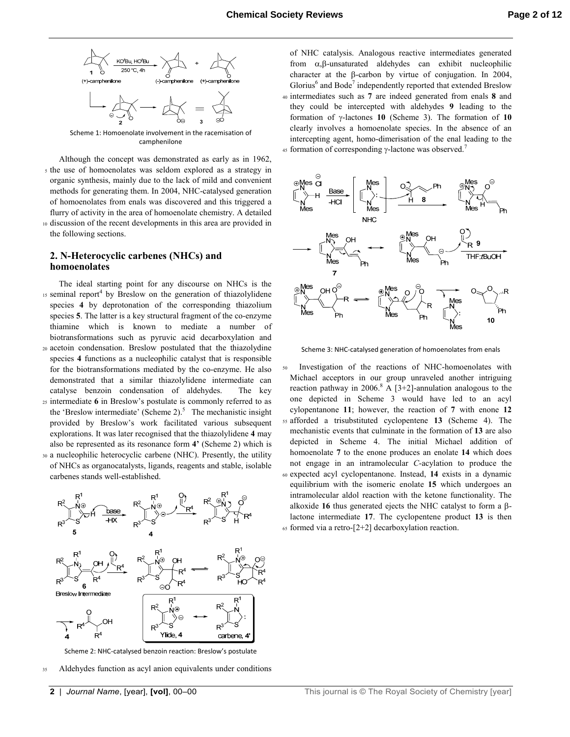Scheme 1: Homoenolate involvement in the racemisation of camphenilone

Although the concept was demonstrated as early as in 1962, the use of homoenolates was seldom explored as a strategy in organic synthesis, mainly due to the lack of mild and convenient methods for generating them. In 2004, NHC-catalysed generation of homoenolates from enals was discovered and this triggered a flurry of activity in the area of homoenolate chemistry. A detailed discussion of the recent developments in this area are provided in the following sections.

## 2. N-Heterocyclic carbenes (NHCs) and homoenolates

The ideal starting point for any discourse on NHCs is the seminal report[4] by Breslow on the generation of thiazolylidene species **4** by deprotonation of the corresponding thiazolium species **5**. The latter is a key structural fragment of the co-enzyme thiamine which is known to mediate a number of biotransformations such as pyruvic acid decarboxylation and acetoin condensation. Breslow postulated that the thiazolydine species **4** functions as a nucleophilic catalyst that is responsible for the biotransformations mediated by the co-enzyme. He also demonstrated that a similar thiazolylidene intermediate can catalyse benzoin condensation of aldehydes. The key intermediate **6** in Breslow's postulate is commonly referred to as the 'Breslow intermediate' (Scheme 2).[5] The mechanistic insight provided by Breslow's work facilitated various subsequent explorations. It was later recognised that the thiazolylidene **4** may also be represented as its resonance form **4'** (Scheme 2) which is a nucleophilic heterocyclic carbene (NHC). Presently, the utility of NHCs as organocatalysts, ligands, reagents and stable, isolable carbenes stands well-established.

Scheme 2: NHC-catalysed benzoin reaction: Breslow's postulate

Aldehydes function as acyl anion equivalents under conditions of NHC catalysis. Analogous reactive intermediates generated from α,β-unsaturated aldehydes can exhibit nucleophilic character at the β-carbon by virtue of conjugation. In 2004, Glorius[6] and Bode[7] independently reported that extended Breslow intermediates such as **7** are indeed generated from enals **8** and they could be intercepted with aldehydes **9** leading to the formation of γ-lactones **10** (Scheme 3). The formation of **10** clearly involves a homoenolate species. In the absence of an intercepting agent, homo-dimerisation of the enal leading to the formation of corresponding γ-lactone was observed.[7]

Scheme 3: NHC-catalysed generation of homoenolates from enals

Investigation of the reactions of NHC-homoenolates with Michael acceptors in our group unraveled another intriguing reaction pathway in 2006.[8] A [3+2]-annulation analogous to the one depicted in Scheme 3 would have led to an acyl cylopentanone **11**; however, the reaction of **7** with enone **12** afforded a trisubstituted cyclopentene **13** (Scheme 4). The mechanistic events that culminate in the formation of **13** are also depicted in Scheme 4. The initial Michael addition of homoenolate **7** to the enone produces an enolate **14** which does not engage in an intramolecular *C*-acylation to produce the expected acyl cyclopentanone. Instead, **14** exists in a dynamic equilibrium with the isomeric enolate **15** which undergoes an intramolecular aldol reaction with the ketone functionality. The alkoxide **16** thus generated ejects the NHC catalyst to form a β-lactone intermediate **17**. The cyclopentene product **13** is then formed via a retro-[2+2] decarboxylation reaction.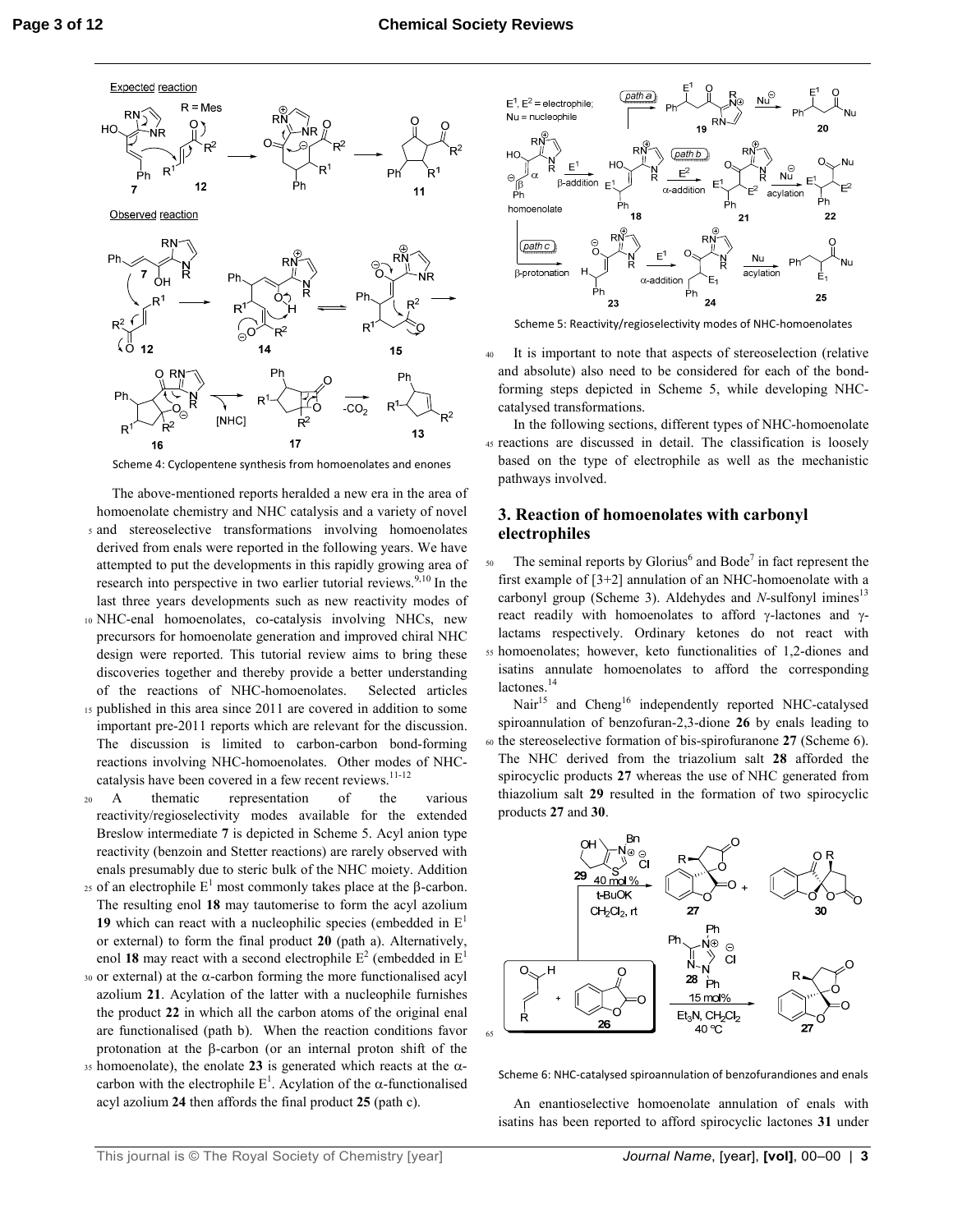Scheme 4: Cyclopentene synthesis from homoenolates and enones

The above-mentioned reports heralded a new era in the area of homoenolate chemistry and NHC catalysis and a variety of novel and stereoselective transformations involving homoenolates derived from enals were reported in the following years. We have attempted to put the developments in this rapidly growing area of research into perspective in two earlier tutorial reviews.[9,10] In the last three years developments such as new reactivity modes of NHC-enal homoenolates, co-catalysis involving NHCs, new precursors for homoenolate generation and improved chiral NHC design were reported. This tutorial review aims to bring these discoveries together and thereby provide a better understanding of the reactions of NHC-homoenolates. Selected articles published in this area since 2011 are covered in addition to some important pre-2011 reports which are relevant for the discussion. The discussion is limited to carbon-carbon bond-forming reactions involving NHC-homoenolates. Other modes of NHC-catalysis have been covered in a few recent reviews.[11-12]

A thematic representation of the various reactivity/regioselectivity modes available for the extended Breslow intermediate **7** is depicted in Scheme 5. Acyl anion type reactivity (benzoin and Stetter reactions) are rarely observed with enals presumably due to steric bulk of the NHC moiety. Addition of an electrophile $E^1$ most commonly takes place at the β-carbon. The resulting enol **18** may tautomerise to form the acyl azolium **19** which can react with a nucleophilic species (embedded in $E^1$ or external) to form the final product **20** (path a). Alternatively, enol **18** may react with a second electrophile $E^2$ (embedded in $E^1$ or external) at the α-carbon forming the more functionalised acyl azolium **21**. Acylation of the latter with a nucleophile furnishes the product **22** in which all the carbon atoms of the original enal are functionalised (path b). When the reaction conditions favor protonation at the β-carbon (or an internal proton shift of the homoenolate), the enolate **23** is generated which reacts at the α-carbon with the electrophile $E^1$. Acylation of the α-functionalised acyl azolium **24** then affords the final product **25** (path c).

Scheme 5: Reactivity/regioselectivity modes of NHC-homoenolates

It is important to note that aspects of stereoselection (relative and absolute) also need to be considered for each of the bond-forming steps depicted in Scheme 5, while developing NHC-catalysed transformations.

In the following sections, different types of NHC-homoenolate reactions are discussed in detail. The classification is loosely based on the type of electrophile as well as the mechanistic pathways involved.

## 3. Reaction of homoenolates with carbonyl electrophiles

The seminal reports by Glorius[6] and Bode[7] in fact represent the first example of [3+2] annulation of an NHC-homoenolate with a carbonyl group (Scheme 3). Aldehydes and *N*-sulfonyl imines[13] react readily with homoenolates to afford γ-lactones and γ-lactams respectively. Ordinary ketones do not react with homoenolates; however, keto functionalities of 1,2-diones and isatins annulate homoenolates to afford the corresponding lactones.[14]

Nair[15] and Cheng[16] independently reported NHC-catalysed spiroannulation of benzofuran-2,3-dione **26** by enals leading to the stereoselective formation of bis-spirofuranone **27** (Scheme 6). The NHC derived from the triazolium salt **28** afforded the spirocyclic products **27** whereas the use of NHC generated from thiazolium salt **29** resulted in the formation of two spirocyclic products **27** and **30**.

Scheme 6: NHC-catalysed spiroannulation of benzofurandiones and enals

An enantioselective homoenolate annulation of enals with isatins has been reported to afford spirocyclic lactones **31** under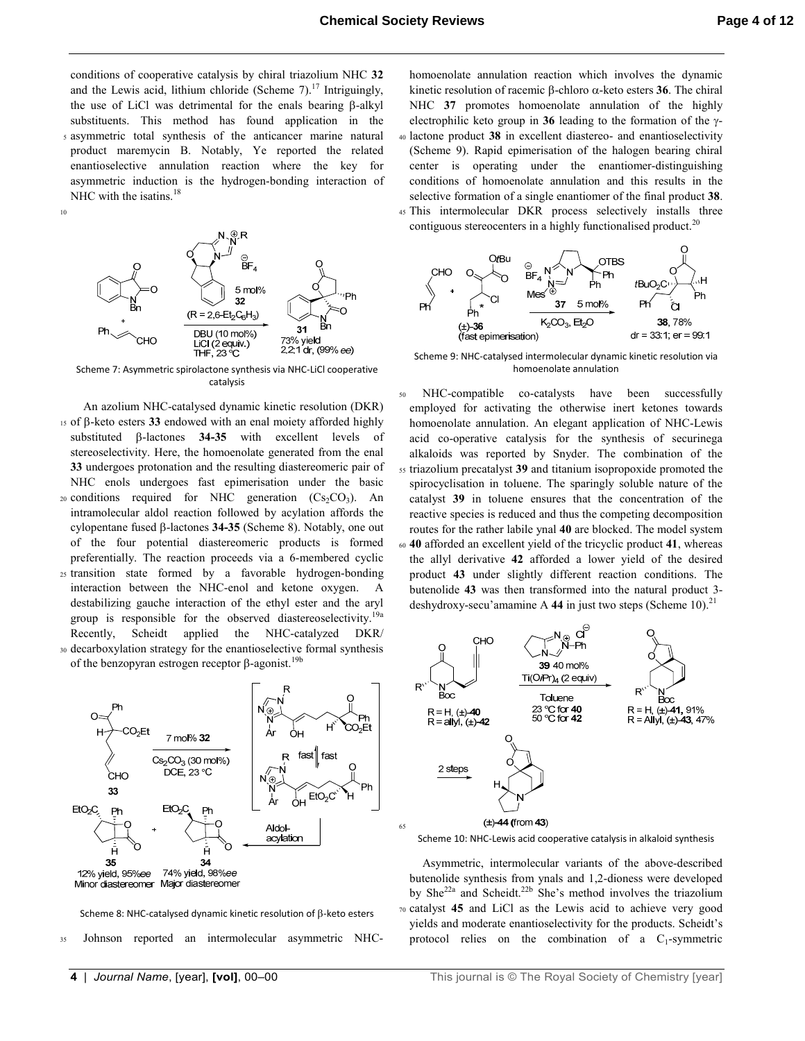conditions of cooperative catalysis by chiral triazolium NHC **32** and the Lewis acid, lithium chloride (Scheme 7).[17] Intriguingly, the use of LiCl was detrimental for the enals bearing β-alkyl substituents. This method has found application in the asymmetric total synthesis of the anticancer marine natural product maremycin B. Notably, Ye reported the related enantioselective annulation reaction where the key for asymmetric induction is the hydrogen-bonding interaction of NHC with the isatins.[18]

Scheme 7: Asymmetric spirolactone synthesis via NHC-LiCl cooperative catalysis

An azolium NHC-catalysed dynamic kinetic resolution (DKR) of β-keto esters **33** endowed with an enal moiety afforded highly substituted β-lactones **34-35** with excellent levels of stereoselectivity. Here, the homoenolate generated from the enal **33** undergoes protonation and the resulting diastereomeric pair of NHC enols undergoes fast epimerisation under the basic conditions required for NHC generation ($Cs_2CO_3$). An intramolecular aldol reaction followed by acylation affords the cylopentane fused β-lactones **34-35** (Scheme 8). Notably, one out of the four potential diastereomeric products is formed preferentially. The reaction proceeds via a 6-membered cyclic transition state formed by a favorable hydrogen-bonding interaction between the NHC-enol and ketone oxygen. A destabilizing gauche interaction of the ethyl ester and the aryl group is responsible for the observed diastereoselectivity.[19a] Recently, Scheidt applied the NHC-catalyzed DKR/decarboxylation strategy for the enantioselective formal synthesis of the benzopyran estrogen receptor β-agonist.[19b]

Scheme 8: NHC-catalysed dynamic kinetic resolution of β-keto esters

Johnson reported an intermolecular asymmetric NHC-homoenolate annulation reaction which involves the dynamic kinetic resolution of racemic β-chloro α-keto esters **36**. The chiral NHC **37** promotes homoenolate annulation of the highly electrophilic keto group in **36** leading to the formation of the γ-lactone product **38** in excellent diastereo- and enantioselectivity (Scheme 9). Rapid epimerisation of the halogen bearing chiral center is operating under the enantiomer-distinguishing conditions of homoenolate annulation and this results in the selective formation of a single enantiomer of the final product **38**. This intermolecular DKR process selectively installs three contiguous stereocenters in a highly functionalised product.[20]

Scheme 9: NHC-catalysed intermolecular dynamic kinetic resolution via homoenolate annulation

NHC-compatible co-catalysts have been successfully employed for activating the otherwise inert ketones towards homoenolate annulation. An elegant application of NHC-Lewis acid co-operative catalysis for the synthesis of securinega alkaloids was reported by Snyder. The combination of the triazolium precatalyst **39** and titanium isopropoxide promoted the spirocyclisation in toluene. The sparingly soluble nature of the catalyst **39** in toluene ensures that the concentration of the reactive species is reduced and thus the competing decomposition routes for the rather labile ynal **40** are blocked. The model system **40** afforded an excellent yield of the tricyclic product **41**, whereas the allyl derivative **42** afforded a lower yield of the desired product **43** under slightly different reaction conditions. The butenolide **43** was then transformed into the natural product 3-deshydroxy-secu'amamine A **44** in just two steps (Scheme 10).[21]

Scheme 10: NHC-Lewis acid cooperative catalysis in alkaloid synthesis

Asymmetric, intermolecular variants of the above-described butenolide synthesis from ynals and 1,2-diones were developed by She[22a] and Scheidt.[22b] She's method involves the triazolium catalyst **45** and LiCl as the Lewis acid to achieve very good yields and moderate enantioselectivity for the products. Scheidt's protocol relies on the combination of a $C_1$-symmetric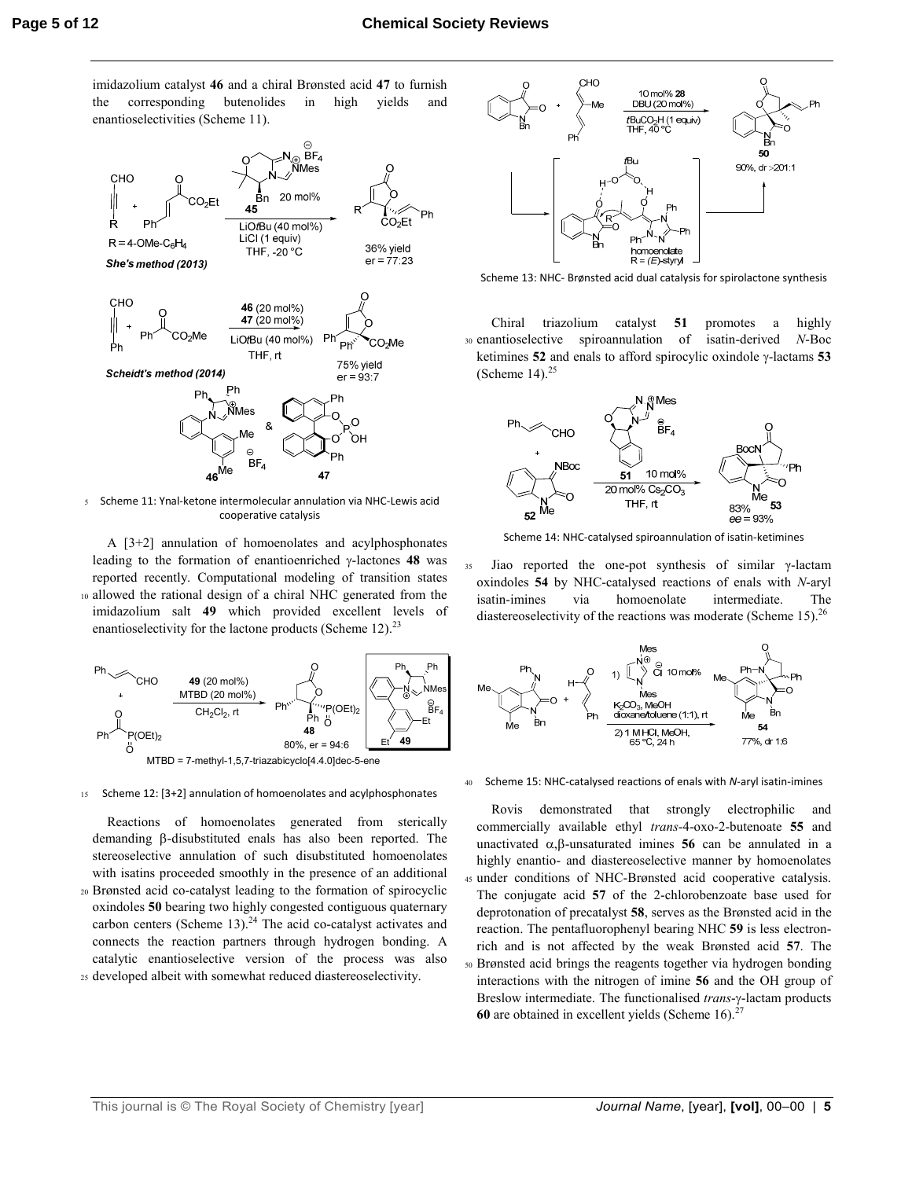imidazolium catalyst **46** and a chiral Brønsted acid **47** to furnish the corresponding butenolides in high yields and enantioselectivities (Scheme 11).

Scheme 11: Ynal-ketone intermolecular annulation via NHC-Lewis acid cooperative catalysis

A [3+2] annulation of homoenolates and acylphosphonates leading to the formation of enantioenriched γ-lactones **48** was reported recently. Computational modeling of transition states allowed the rational design of a chiral NHC generated from the imidazolium salt **49** which provided excellent levels of enantioselectivity for the lactone products (Scheme 12).[23]

Scheme 12: [3+2] annulation of homoenolates and acylphosphonates

Reactions of homoenolates generated from sterically demanding β-disubstituted enals has also been reported. The stereoselective annulation of such disubstituted homoenolates with isatins proceeded smoothly in the presence of an additional Brønsted acid co-catalyst leading to the formation of spirocyclic oxindoles **50** bearing two highly congested contiguous quaternary carbon centers (Scheme 13).[24] The acid co-catalyst activates and connects the reaction partners through hydrogen bonding. A catalytic enantioselective version of the process was also developed albeit with somewhat reduced diastereoselectivity.

Scheme 13: NHC- Brønsted acid dual catalysis for spirolactone synthesis

Chiral triazolium catalyst **51** promotes a highly enantioselective spiroannulation of isatin-derived *N*-Boc ketimines **52** and enals to afford spirocylic oxindole γ-lactams **53** (Scheme 14).[25]

Scheme 14: NHC-catalysed spiroannulation of isatin-ketimines

Jiao reported the one-pot synthesis of similar γ-lactam oxindoles **54** by NHC-catalysed reactions of enals with *N*-aryl isatin-imines via homoenolate intermediate. The diastereoselectivity of the reactions was moderate (Scheme 15).[26]

Scheme 15: NHC-catalysed reactions of enals with *N*-aryl isatin-imines

Rovis demonstrated that strongly electrophilic and commercially available ethyl *trans*-4-oxo-2-butenoate **55** and unactivated α,β-unsaturated imines **56** can be annulated in a highly enantio- and diastereoselective manner by homoenolates under conditions of NHC-Brønsted acid cooperative catalysis. The conjugate acid **57** of the 2-chlorobenzoate base used for deprotonation of precatalyst **58**, serves as the Brønsted acid in the reaction. The pentafluorophenyl bearing NHC **59** is less electron-rich and is not affected by the weak Brønsted acid **57**. The Brønsted acid brings the reagents together via hydrogen bonding interactions with the nitrogen of imine **56** and the OH group of Breslow intermediate. The functionalised *trans*-γ-lactam products **60** are obtained in excellent yields (Scheme 16).[27]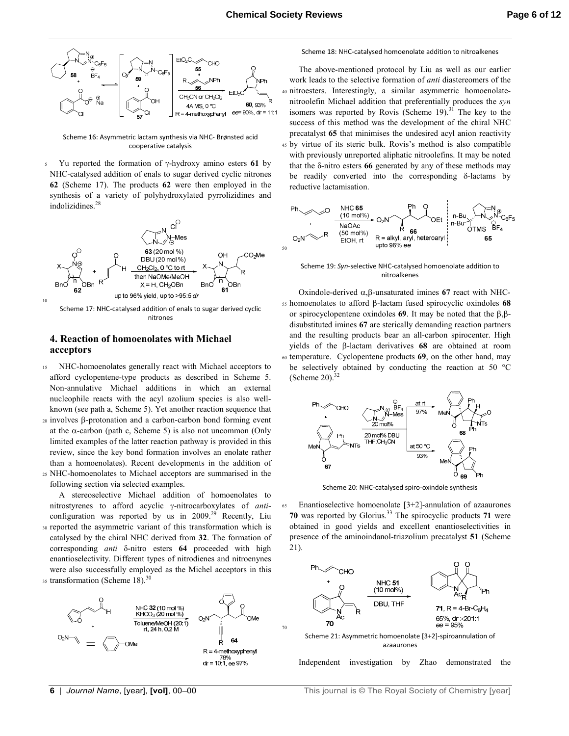Scheme 16: Asymmetric lactam synthesis via NHC- Brønsted acid cooperative catalysis

Yu reported the formation of γ-hydroxy amino esters **61** by NHC-catalysed addition of enals to sugar derived cyclic nitrones **62** (Scheme 17). The products **62** were then employed in the synthesis of a variety of polyhydroxylated pyrrolizidines and indolizidines.[28]

Scheme 17: NHC-catalysed addition of enals to sugar derived cyclic nitrones

## 4. Reaction of homoenolates with Michael acceptors

NHC-homoenolates generally react with Michael acceptors to afford cyclopentene-type products as described in Scheme 5. Non-annulative Michael additions in which an external nucleophile reacts with the acyl azolium species is also well-known (see path a, Scheme 5). Yet another reaction sequence that involves β-protonation and a carbon-carbon bond forming event at the α-carbon (path c, Scheme 5) is also not uncommon (Only limited examples of the latter reaction pathway is provided in this review, since the key bond formation involves an enolate rather than a homoenolates). Recent developments in the addition of NHC-homoenolates to Michael acceptors are summarised in the following section via selected examples.

A stereoselective Michael addition of homoenolates to nitrostyrenes to afford acyclic γ-nitrocarboxylates of *anti*-configuration was reported by us in 2009.[29] Recently, Liu reported the asymmetric variant of this transformation which is catalysed by the chiral NHC derived from **32**. The formation of corresponding *anti* δ-nitro esters **64** proceeded with high enantioselectivity. Different types of nitrodienes and nitroenynes were also successfully employed as the Michel acceptors in this transformation (Scheme 18).[30]

Scheme 18: NHC-catalysed homoenolate addition to nitroalkenes

The above-mentioned protocol by Liu as well as our earlier work leads to the selective formation of *anti* diastereomers of the nitroesters. Interestingly, a similar asymmetric homoenolate-nitroolefin Michael addition that preferentially produces the *syn* isomers was reported by Rovis (Scheme 19).[31] The key to the success of this method was the development of the chiral NHC precatalyst **65** that minimises the undesired acyl anion reactivity by virtue of its steric bulk. Rovis's method is also compatible with previously unreported aliphatic nitroolefins. It may be noted that the δ-nitro esters **66** generated by any of these methods may be readily converted into the corresponding δ-lactams by reductive lactamisation.

Scheme 19: *Syn*-selective NHC-catalysed homoenolate addition to nitroalkenes

Oxindole-derived α,β-unsaturated imines **67** react with NHC-homoenolates to afford β-lactam fused spirocyclic oxindoles **68** or spirocyclopentene oxindoles **69**. It may be noted that the β,β-disubstituted imines **67** are sterically demanding reaction partners and the resulting products bear an all-carbon spirocenter. High yields of the β-lactam derivatives **68** are obtained at room temperature. Cyclopentene products **69**, on the other hand, may be selectively obtained by conducting the reaction at 50 °C (Scheme 20).[32]

Scheme 20: NHC-catalysed spiro-oxindole synthesis

Enantioselective homoenolate [3+2]-annulation of azaaurones **70** was reported by Glorius.[33] The spirocyclic products **71** were obtained in good yields and excellent enantioselectivities in presence of the aminoindanol-triazolium precatalyst **51** (Scheme 21).

Scheme 21: Asymmetric homoenolate [3+2]-spiroannulation of azaaurones

Independent investigation by Zhao demonstrated the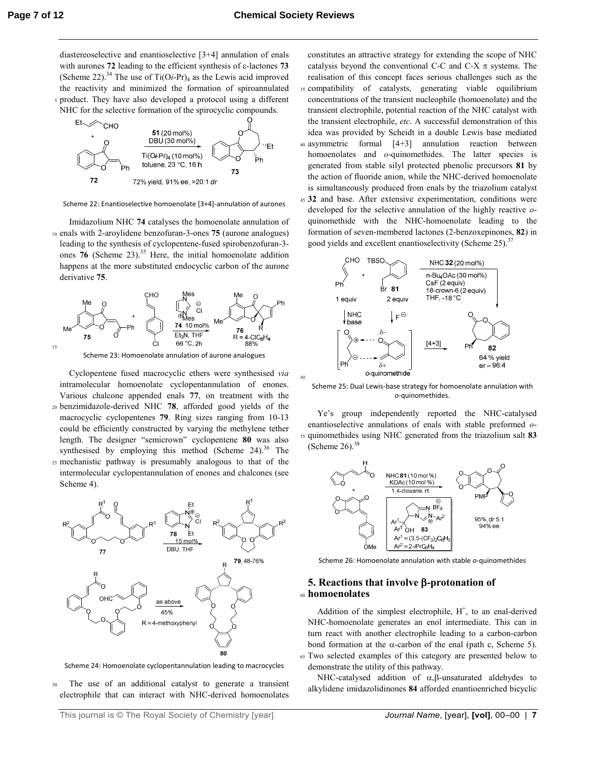diastereoselective and enantioselective [3+4] annulation of enals with aurones **72** leading to the efficient synthesis of ε-lactones **73** (Scheme 22).[34] The use of $Ti(Oi\text{-}Pr)_4$ as the Lewis acid improved the reactivity and minimized the formation of spiroannulated product. They have also developed a protocol using a different NHC for the selective formation of the spirocyclic compounds.

Scheme 22: Enantioselective homoenolate [3+4]-annulation of aurones

Imidazolium NHC **74** catalyses the homoenolate annulation of enals with 2-aroylidene benzofuran-3-ones **75** (aurone analogues) leading to the synthesis of cyclopentene-fused spirobenzofuran-3-ones **76** (Scheme 23).[35] Here, the initial homoenolate addition happens at the more substituted endocyclic carbon of the aurone derivative **75**.

Scheme 23: Homoenolate annulation of aurone analogues

Cyclopentene fused macrocyclic ethers were synthesised *via* intramolecular homoenolate cyclopentannulation of enones. Various chalcone appended enals **77**, on treatment with the benzimidazole-derived NHC **78**, afforded good yields of the macrocyclic cyclopentenes **79**. Ring sizes ranging from 10-13 could be efficiently constructed by varying the methylene tether length. The designer "semicrown" cyclopentene **80** was also synthesised by employing this method (Scheme 24).[36] The mechanistic pathway is presumably analogous to that of the intermolecular cyclopentannulation of enones and chalcones (see Scheme 4).

Scheme 24: Homoenolate cyclopentannulation leading to macrocycles

The use of an additional catalyst to generate a transient electrophile that can interact with NHC-derived homoenolates constitutes an attractive strategy for extending the scope of NHC catalysis beyond the conventional C-C and C-X π systems. The realisation of this concept faces serious challenges such as the compatibility of catalysts, generating viable equilibrium concentrations of the transient nucleophile (homoenolate) and the transient electrophile, potential reaction of the NHC catalyst with the transient electrophile, *etc*. A successful demonstration of this idea was provided by Scheidt in a double Lewis base mediated asymmetric formal [4+3] annulation reaction between homoenolates and *o*-quinomethides. The latter species is generated from stable silyl protected phenolic precursors **81** by the action of fluoride anion, while the NHC-derived homoenolate is simultaneously produced from enals by the triazolium catalyst **32** and base. After extensive experimentation, conditions were developed for the selective annulation of the highly reactive *o*-quinomethide with the NHC-homoenolate leading to the formation of seven-membered lactones (2-benzoxepinones, **82**) in good yields and excellent enantioselectivity (Scheme 25).[37]

Scheme 25: Dual Lewis-base strategy for homoenolate annulation with *o*-quinomethides.

Ye's group independently reported the NHC-catalysed enantioselective annulations of enals with stable preformed *o*-quinomethides using NHC generated from the triazolium salt **83** (Scheme 26).[38]

Scheme 26: Homoenolate annulation with stable *o*-quinomethides

## 5. Reactions that involve β-protonation of homoenolates

Addition of the simplest electrophile, $H^+$, to an enal-derived NHC-homoenolate generates an enol intermediate. This can in turn react with another electrophile leading to a carbon-carbon bond formation at the α-carbon of the enal (path c, Scheme 5). Two selected examples of this category are presented below to demonstrate the utility of this pathway.

NHC-catalysed addition of α,β-unsaturated aldehydes to alkylidene imidazolidinones **84** afforded enantioenriched bicyclic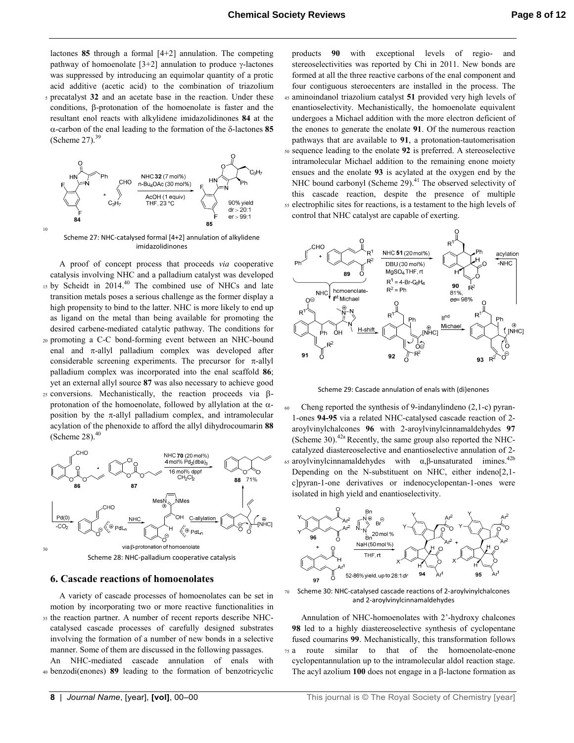lactones **85** through a formal [4+2] annulation. The competing pathway of homoenolate [3+2] annulation to produce γ-lactones was suppressed by introducing an equimolar quantity of a protic acid additive (acetic acid) to the combination of triazolium precatalyst **32** and an acetate base in the reaction. Under these conditions, β-protonation of the homoenolate is faster and the resultant enol reacts with alkylidene imidazolidinones **84** at the α-carbon of the enal leading to the formation of the δ-lactones **85** (Scheme 27).[39]

Scheme 27: NHC-catalysed formal [4+2] annulation of alkylidene imidazolidinones

A proof of concept process that proceeds *via* cooperative catalysis involving NHC and a palladium catalyst was developed by Scheidt in 2014.[40] The combined use of NHCs and late transition metals poses a serious challenge as the former display a high propensity to bind to the latter. NHC is more likely to end up as ligand on the metal than being available for promoting the desired carbene-mediated catalytic pathway. The conditions for promoting a C-C bond-forming event between an NHC-bound enal and π-allyl palladium complex was developed after considerable screening experiments. The precursor for π-allyl palladium complex was incorporated into the enal scaffold **86**; yet an external allyl source **87** was also necessary to achieve good conversions. Mechanistically, the reaction proceeds via β-protonation of the homoenolate, followed by allylation at the α-position by the π-allyl palladium complex, and intramolecular acylation of the phenoxide to afford the allyl dihydrocoumarin **88** (Scheme 28).[40]

Scheme 28: NHC-palladium cooperative catalysis

## 6. Cascade reactions of homoenolates

A variety of cascade processes of homoenolates can be set in motion by incorporating two or more reactive functionalities in the reaction partner. A number of recent reports describe NHC-catalysed cascade processes of carefully designed substrates involving the formation of a number of new bonds in a selective manner. Some of them are discussed in the following passages.

An NHC-mediated cascade annulation of enals with benzodi(enones) **89** leading to the formation of benzotricyclic products **90** with exceptional levels of regio- and stereoselectivities was reported by Chi in 2011. New bonds are formed at all the three reactive carbons of the enal component and four contiguous stereocenters are installed in the process. The aminoindanol triazolium catalyst **51** provided very high levels of enantioselectivity. Mechanistically, the homoenolate equivalent undergoes a Michael addition with the more electron deficient of the enones to generate the enolate **91**. Of the numerous reaction pathways that are available to **91**, a protonation-tautomerisation sequence leading to the enolate **92** is preferred. A stereoselective intramolecular Michael addition to the remaining enone moiety ensues and the enolate **93** is acylated at the oxygen end by the NHC bound carbonyl (Scheme 29).[41] The observed selectivity of this cascade reaction, despite the presence of multiple electrophilic sites for reactions, is a testament to the high levels of control that NHC catalyst are capable of exerting.

Scheme 29: Cascade annulation of enals with (di)enones

Cheng reported the synthesis of 9-indanylindeno (2,1-c) pyran-1-ones **94-95** via a related NHC-catalysed cascade reaction of 2-aroylvinylchalcones **96** with 2-aroylvinylcinnamaldehydes **97** (Scheme 30).[42a] Recently, the same group also reported the NHC-catalyzed diastereoselective and enantioselective annulation of 2-aroylvinylcinnamaldehydes with α,β-unsaturated imines.[42b] Depending on the N-substituent on NHC, either indeno[2,1-c]pyran-1-one derivatives or indenocyclopentan-1-ones were isolated in high yield and enantioselectivity.

Scheme 30: NHC-catalysed cascade reactions of 2-aroylvinylchalcones and 2-aroylvinylcinnamaldehydes

Annulation of NHC-homoenolates with 2'-hydroxy chalcones **98** led to a highly diastereoselective synthesis of cyclopentane fused coumarins **99**. Mechanistically, this transformation follows a route similar to that of the homoenolate-enone cyclopentannulation up to the intramolecular aldol reaction stage. The acyl azolium **100** does not engage in a β-lactone formation as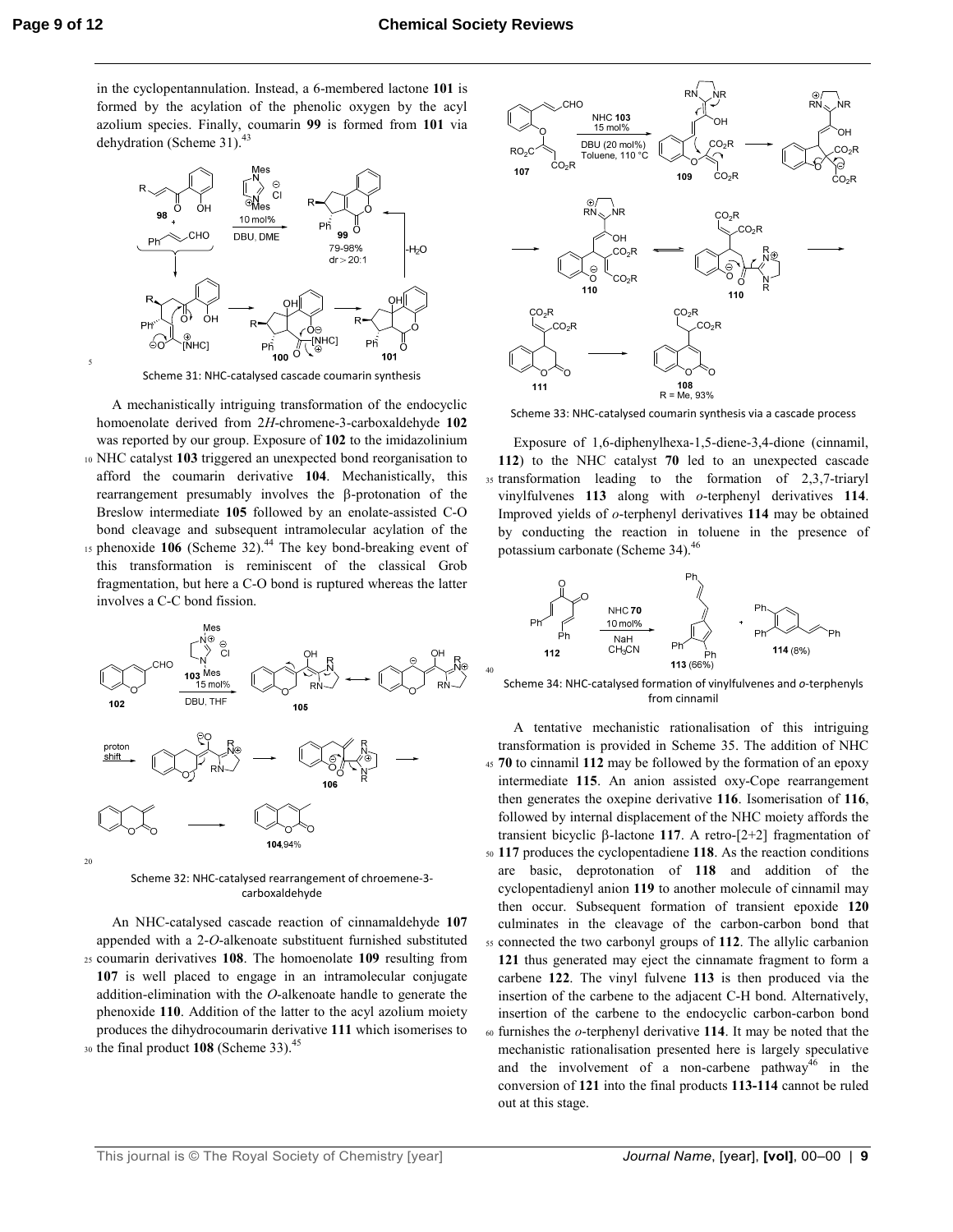in the cyclopentannulation. Instead, a 6-membered lactone **101** is formed by the acylation of the phenolic oxygen by the acyl azolium species. Finally, coumarin **99** is formed from **101** via dehydration (Scheme 31).[43]

Scheme 31: NHC-catalysed cascade coumarin synthesis

A mechanistically intriguing transformation of the endocyclic homoenolate derived from 2*H*-chromene-3-carboxaldehyde **102** was reported by our group. Exposure of **102** to the imidazolinium NHC catalyst **103** triggered an unexpected bond reorganisation to afford the coumarin derivative **104**. Mechanistically, this rearrangement presumably involves the β-protonation of the Breslow intermediate **105** followed by an enolate-assisted C-O bond cleavage and subsequent intramolecular acylation of the phenoxide **106** (Scheme 32).[44] The key bond-breaking event of this transformation is reminiscent of the classical Grob fragmentation, but here a C-O bond is ruptured whereas the latter involves a C-C bond fission.

Scheme 32: NHC-catalysed rearrangement of chroemene-3-carboxaldehyde

An NHC-catalysed cascade reaction of cinnamaldehyde **107** appended with a 2-*O*-alkenoate substituent furnished substituted coumarin derivatives **108**. The homoenolate **109** resulting from **107** is well placed to engage in an intramolecular conjugate addition-elimination with the *O*-alkenoate handle to generate the phenoxide **110**. Addition of the latter to the acyl azolium moiety produces the dihydrocoumarin derivative **111** which isomerises to the final product **108** (Scheme 33).[45]

Scheme 33: NHC-catalysed coumarin synthesis via a cascade process

Exposure of 1,6-diphenylhexa-1,5-diene-3,4-dione (cinnamil, **112**) to the NHC catalyst **70** led to an unexpected cascade transformation leading to the formation of 2,3,7-triaryl vinylfulvenes **113** along with *o*-terphenyl derivatives **114**. Improved yields of *o*-terphenyl derivatives **114** may be obtained by conducting the reaction in toluene in the presence of potassium carbonate (Scheme 34).[46]

Scheme 34: NHC-catalysed formation of vinylfulvenes and *o*-terphenyls from cinnamil

A tentative mechanistic rationalisation of this intriguing transformation is provided in Scheme 35. The addition of NHC **70** to cinnamil **112** may be followed by the formation of an epoxy intermediate **115**. An anion assisted oxy-Cope rearrangement then generates the oxepine derivative **116**. Isomerisation of **116**, followed by internal displacement of the NHC moiety affords the transient bicyclic β-lactone **117**. A retro-[2+2] fragmentation of **117** produces the cyclopentadiene **118**. As the reaction conditions are basic, deprotonation of **118** and addition of the cyclopentadienyl anion **119** to another molecule of cinnamil may then occur. Subsequent formation of transient epoxide **120** culminates in the cleavage of the carbon-carbon bond that connected the two carbonyl groups of **112**. The allylic carbanion **121** thus generated may eject the cinnamate fragment to form a carbene **122**. The vinyl fulvene **113** is then produced via the insertion of the carbene to the adjacent C-H bond. Alternatively, insertion of the carbene to the endocyclic carbon-carbon bond furnishes the *o*-terphenyl derivative **114**. It may be noted that the mechanistic rationalisation presented here is largely speculative and the involvement of a non-carbene pathway[46] in the conversion of **121** into the final products **113-114** cannot be ruled out at this stage.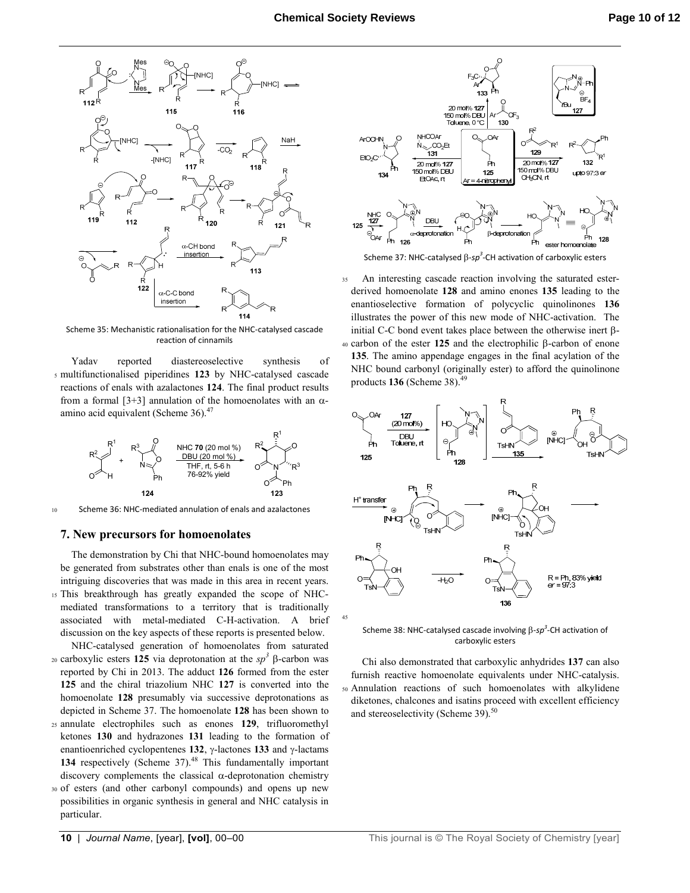Scheme 35: Mechanistic rationalisation for the NHC-catalysed cascade reaction of cinnamils

Yadav reported diastereoselective synthesis of multifunctionalised piperidines **123** by NHC-catalysed cascade reactions of enals with azalactones **124**. The final product results from a formal [3+3] annulation of the homoenolates with an α-amino acid equivalent (Scheme 36).[47]

Scheme 36: NHC-mediated annulation of enals and azalactones

## 7. New precursors for homoenolates

The demonstration by Chi that NHC-bound homoenolates may be generated from substrates other than enals is one of the most intriguing discoveries that was made in this area in recent years. This breakthrough has greatly expanded the scope of NHC-mediated transformations to a territory that is traditionally associated with metal-mediated C-H-activation. A brief discussion on the key aspects of these reports is presented below.

NHC-catalysed generation of homoenolates from saturated carboxylic esters **125** via deprotonation at the $sp^3$ β-carbon was reported by Chi in 2013. The adduct **126** formed from the ester **125** and the chiral triazolium NHC **127** is converted into the homoenolate **128** presumably via successive deprotonations as depicted in Scheme 37. The homoenolate **128** has been shown to annulate electrophiles such as enones **129**, trifluoromethyl ketones **130** and hydrazones **131** leading to the formation of enantioenriched cyclopentenes **132**, γ-lactones **133** and γ-lactams **134** respectively (Scheme 37).[48] This fundamentally important discovery complements the classical α-deprotonation chemistry of esters (and other carbonyl compounds) and opens up new possibilities in organic synthesis in general and NHC catalysis in particular.

Scheme 37: NHC-catalysed β-$sp^3$-CH activation of carboxylic esters

An interesting cascade reaction involving the saturated ester-derived homoenolate **128** and amino enones **135** leading to the enantioselective formation of polycyclic quinolinones **136** illustrates the power of this new mode of NHC-activation. The initial C-C bond event takes place between the otherwise inert β-carbon of the ester **125** and the electrophilic β-carbon of enone **135**. The amino appendage engages in the final acylation of the NHC bound carbonyl (originally ester) to afford the quinolinone products **136** (Scheme 38).[49]

Scheme 38: NHC-catalysed cascade involving β-$sp^3$-CH activation of carboxylic esters

Chi also demonstrated that carboxylic anhydrides **137** can also furnish reactive homoenolate equivalents under NHC-catalysis. Annulation reactions of such homoenolates with alkylidene diketones, chalcones and isatins proceed with excellent efficiency and stereoselectivity (Scheme 39).[50]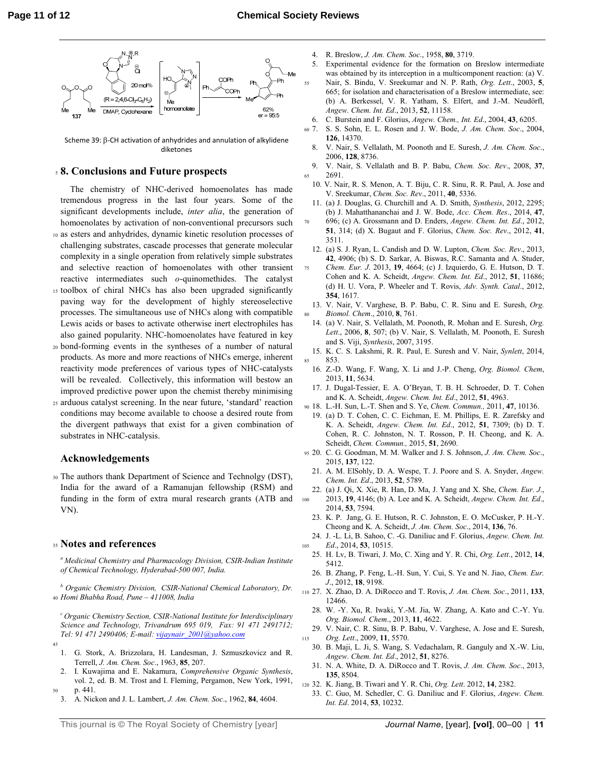Scheme 39: β-CH activation of anhydrides and annulation of alkylidene diketones

## 8. Conclusions and Future prospects

The chemistry of NHC-derived homoenolates has made tremendous progress in the last four years. Some of the significant developments include, *inter alia*, the generation of homoenolates by activation of non-conventional precursors such as esters and anhydrides, dynamic kinetic resolution processes of challenging substrates, cascade processes that generate molecular complexity in a single operation from relatively simple substrates and selective reaction of homoenolates with other transient reactive intermediates such *o*-quinomethides. The catalyst toolbox of chiral NHCs has also been upgraded significantly paving way for the development of highly stereoselective processes. The simultaneous use of NHCs along with compatible Lewis acids or bases to activate otherwise inert electrophiles has also gained popularity. NHC-homoenolates have featured in key bond-forming events in the syntheses of a number of natural products. As more and more reactions of NHCs emerge, inherent reactivity mode preferences of various types of NHC-catalysts will be revealed. Collectively, this information will bestow an improved predictive power upon the chemist thereby minimising arduous catalyst screening. In the near future, 'standard' reaction conditions may become available to choose a desired route from the divergent pathways that exist for a given combination of substrates in NHC-catalysis.

## Acknowledgements

The authors thank Department of Science and Technolgy (DST), India for the award of a Ramanujan fellowship (RSM) and funding in the form of extra mural research grants (ATB and VN).

## Notes and references

[a] *Medicinal Chemistry and Pharmacology Division, CSIR-Indian Institute of Chemical Technology, Hyderabad-500 007, India.*

[b] *Organic Chemistry Division, CSIR-National Chemical Laboratory, Dr. Homi Bhabha Road, Pune – 411008, India*

[c] *Organic Chemistry Section, CSIR-National Institute for Interdisciplinary Science and Technology, Trivandrum 695 019, Fax: 91 471 2491712; Tel: 91 471 2490406; E-mail: vijaynair_2001@yahoo.com*

1. G. Stork, A. Brizzolara, H. Landesman, J. Szmuszkovicz and R. Terrell, *J. Am. Chem. Soc*., 1963, **85**, 207.
2. I. Kuwajima and E. Nakamura, *Comprehensive Organic Synthesis*, vol. 2, ed. B. M. Trost and I. Fleming, Pergamon, New York, 1991, p. 441.
3. A. Nickon and J. L. Lambert, *J. Am. Chem. Soc*., 1962, **84**, 4604.
4. R. Breslow, *J. Am. Chem. Soc*., 1958, **80**, 3719.
5. Experimental evidence for the formation on Breslow intermediate was obtained by its interception in a multicomponent reaction: (a) V. Nair, S. Bindu, V. Sreekumar and N. P. Rath, *Org. Lett*., 2003, **5**, 665; for isolation and characterisation of a Breslow intermediate, see: (b) A. Berkessel, V. R. Yatham, S. Elfert, and J.-M. Neudörfl, *Angew. Chem. Int. Ed*., 2013, **52**, 11158.
6. C. Burstein and F. Glorius, *Angew. Chem., Int. Ed*., 2004, **43**, 6205.
7. S. S. Sohn, E. L. Rosen and J. W. Bode, *J. Am. Chem. Soc*., 2004, **126**, 14370.
8. V. Nair, S. Vellalath, M. Poonoth and E. Suresh, *J. Am. Chem. Soc*., 2006, **128**, 8736.
9. V. Nair, S. Vellalath and B. P. Babu, *Chem. Soc. Rev*., 2008, **37**, 2691.
10. V. Nair, R. S. Menon, A. T. Biju, C. R. Sinu, R. R. Paul, A. Jose and V. Sreekumar, *Chem. Soc. Rev*., 2011, **40**, 5336.
11. (a) J. Douglas, G. Churchill and A. D. Smith, *Synthesis*, 2012, 2295; (b) J. Mahatthananchai and J. W. Bode, *Acc. Chem. Res*., 2014, **47**, 696; (c) A. Grossmann and D. Enders, *Angew. Chem. Int. Ed*., 2012, **51**, 314; (d) X. Bugaut and F. Glorius, *Chem. Soc. Rev*., 2012, **41**, 3511.
12. (a) S. J. Ryan, L. Candish and D. W. Lupton, *Chem. Soc. Rev*., 2013, **42**, 4906; (b) S. D. Sarkar, A. Biswas, R.C. Samanta and A. Studer, *Chem. Eur. J*. 2013, **19**, 4664; (c) J. Izquierdo, G. E. Hutson, D. T. Cohen and K. A. Scheidt, *Angew. Chem. Int. Ed*., 2012, **51**, 11686; (d) H. U. Vora, P. Wheeler and T. Rovis, *Adv. Synth. Catal*., 2012, **354**, 1617.
13. V. Nair, V. Varghese, B. P. Babu, C. R. Sinu and E. Suresh, *Org. Biomol. Chem*., 2010, **8**, 761.
14. (a) V. Nair, S. Vellalath, M. Poonoth, R. Mohan and E. Suresh, *Org. Lett*., 2006, **8**, 507; (b) V. Nair, S. Vellalath, M. Poonoth, E. Suresh and S. Viji, *Synthesis*, 2007, 3195.
15. K. C. S. Lakshmi, R. R. Paul, E. Suresh and V. Nair, *Synlett*, 2014, 853.
16. Z.-D. Wang, F. Wang, X. Li and J.-P. Cheng, *Org. Biomol. Chem*, 2013, **11**, 5634.
17. J. Dugal-Tessier, E. A. O'Bryan, T. B. H. Schroeder, D. T. Cohen and K. A. Scheidt, *Angew. Chem. Int. Ed*., 2012, **51**, 4963.
18. L.-H. Sun, L.-T. Shen and S. Ye, *Chem. Commun.,* 2011, **47**, 10136.
19. (a) D. T. Cohen, C. C. Eichman, E. M. Phillips, E. R. Zarefsky and K. A. Scheidt, *Angew. Chem. Int. Ed*., 2012, **51**, 7309; (b) D. T. Cohen, R. C. Johnston, N. T. Rosson, P. H. Cheong, and K. A. Scheidt, *Chem. Commun.,* 2015, **51**, 2690.
20. C. G. Goodman, M. M. Walker and J. S. Johnson, *J. Am. Chem. Soc*., 2015, **137**, 122.
21. A. M. ElSohly, D. A. Wespe, T. J. Poore and S. A. Snyder, *Angew. Chem. Int. Ed*., 2013, **52**, 5789.
22. (a) J. Qi, X. Xie, R. Han, D. Ma, J. Yang and X. She, *Chem. Eur. J*., 2013, **19**, 4146; (b) A. Lee and K. A. Scheidt, *Angew. Chem. Int. Ed*., 2014, **53**, 7594.
23. K. P. Jang, G. E. Hutson, R. C. Johnston, E. O. McCusker, P. H.-Y. Cheong and K. A. Scheidt, *J. Am. Chem. Soc*., 2014, **136**, 76.
24. J. -L. Li, B. Sahoo, C. -G. Daniliuc and F. Glorius, *Angew. Chem. Int. Ed*., 2014, **53**, 10515.
25. H. Lv, B. Tiwari, J. Mo, C. Xing and Y. R. Chi, *Org. Lett*., 2012, **14**, 5412.
26. B. Zhang, P. Feng, L.-H. Sun, Y. Cui, S. Ye and N. Jiao, *Chem. Eur. J*., 2012, **18**, 9198.
27. X. Zhao, D. A. DiRocco and T. Rovis, *J. Am. Chem. Soc*., 2011, **133**, 12466.
28. W. -Y. Xu, R. Iwaki, Y.-M. Jia, W. Zhang, A. Kato and C.-Y. Yu. *Org. Biomol. Chem*., 2013, **11**, 4622.
29. V. Nair, C. R. Sinu, B. P. Babu, V. Varghese, A. Jose and E. Suresh, *Org. Lett*., 2009, **11**, 5570.
30. B. Maji, L. Ji, S. Wang, S. Vedachalam, R. Ganguly and X.-W. Liu, *Angew. Chem. Int. Ed*., 2012, **51**, 8276.
31. N. A. White, D. A. DiRocco and T. Rovis, *J. Am. Chem. Soc*., 2013, **135**, 8504.
32. K. Jiang, B. Tiwari and Y. R. Chi, *Org. Lett*. 2012, **14**, 2382.
33. C. Guo, M. Schedler, C. G. Daniliuc and F. Glorius, *Angew. Chem. Int. Ed*. 2014, **53**, 10232.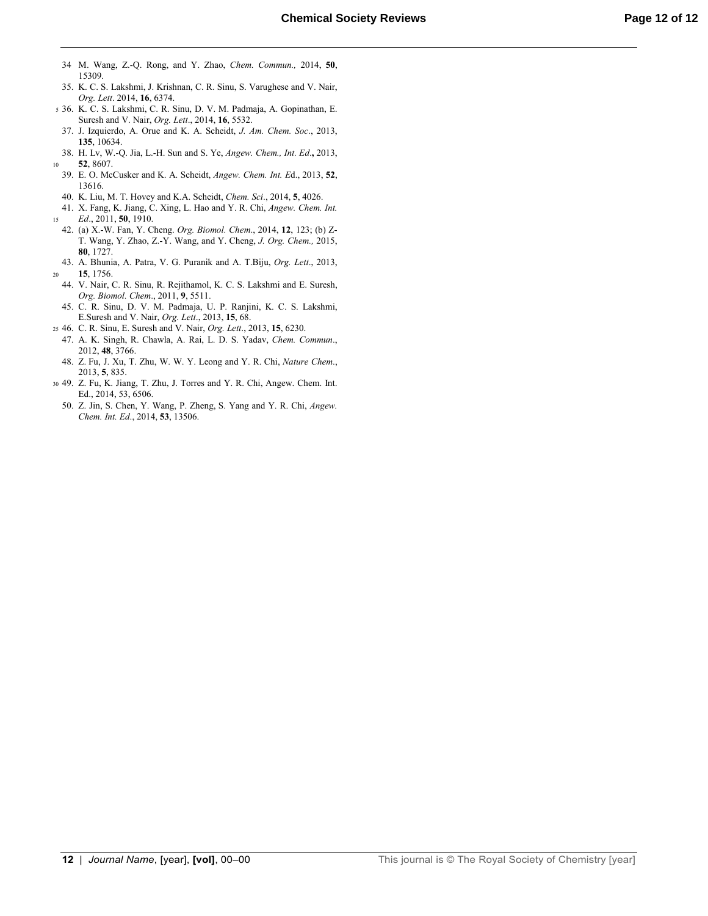34 M. Wang, Z.-Q. Rong, and Y. Zhao, *Chem. Commun.,* 2014, **50**, 15309.

35. K. C. S. Lakshmi, J. Krishnan, C. R. Sinu, S. Varughese and V. Nair, *Org. Lett*. 2014, **16**, 6374.

36. K. C. S. Lakshmi, C. R. Sinu, D. V. M. Padmaja, A. Gopinathan, E. Suresh and V. Nair, *Org. Lett*., 2014, **16**, 5532.

37. J. Izquierdo, A. Orue and K. A. Scheidt, *J. Am. Chem. Soc*., 2013, **135**, 10634.

38. H. Lv, W.-Q. Jia, L.-H. Sun and S. Ye, *Angew. Chem., Int. Ed*.**,** 2013, **52**, 8607.

39. E. O. McCusker and K. A. Scheidt, *Angew. Chem. Int. E*d., 2013, **52**, 13616.

40. K. Liu, M. T. Hovey and K.A. Scheidt, *Chem. Sci*., 2014, **5**, 4026.

41. X. Fang, K. Jiang, C. Xing, L. Hao and Y. R. Chi, *Angew. Chem. Int. Ed*., 2011, **50**, 1910.

42. (a) X.-W. Fan, Y. Cheng. *Org. Biomol. Chem*., 2014, **12**, 123; (b) Z-T. Wang, Y. Zhao, Z.-Y. Wang, and Y. Cheng, *J. Org. Chem.,* 2015, **80**, 1727.

43. A. Bhunia, A. Patra, V. G. Puranik and A. T.Biju, *Org. Lett*., 2013, **15**, 1756.

44. V. Nair, C. R. Sinu, R. Rejithamol, K. C. S. Lakshmi and E. Suresh, *Org. Biomol. Chem*., 2011, **9**, 5511.

45. C. R. Sinu, D. V. M. Padmaja, U. P. Ranjini, K. C. S. Lakshmi, E.Suresh and V. Nair, *Org. Lett*., 2013, **15**, 68.

46. C. R. Sinu, E. Suresh and V. Nair, *Org. Lett*., 2013, **15**, 6230.

47. A. K. Singh, R. Chawla, A. Rai, L. D. S. Yadav, *Chem. Commun*., 2012, **48**, 3766.

48. Z. Fu, J. Xu, T. Zhu, W. W. Y. Leong and Y. R. Chi, *Nature Chem*., 2013, **5**, 835.

49. Z. Fu, K. Jiang, T. Zhu, J. Torres and Y. R. Chi, Angew. Chem. Int. Ed., 2014, 53, 6506.

50. Z. Jin, S. Chen, Y. Wang, P. Zheng, S. Yang and Y. R. Chi, *Angew. Chem. Int. Ed*., 2014, **53**, 13506.